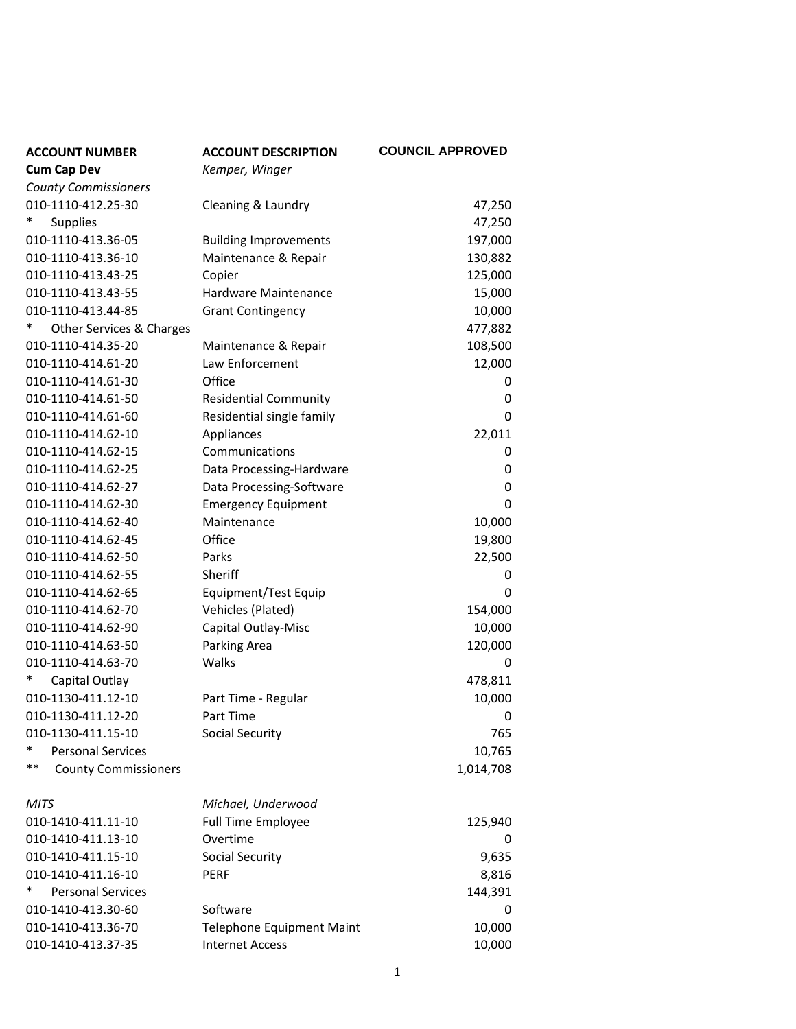| ACCOUNT NUMBER | ACCOUNT DESCRIPTION | COUNCIL APPROVED |
|---|---|---|
| **Cum Cap Dev** | *Kemper, Winger* | |
| *County Commissioners* | | |
| 010-1110-412.25-30 | Cleaning & Laundry | 47,250 |
| * Supplies | | 47,250 |
| 010-1110-413.36-05 | Building Improvements | 197,000 |
| 010-1110-413.36-10 | Maintenance & Repair | 130,882 |
| 010-1110-413.43-25 | Copier | 125,000 |
| 010-1110-413.43-55 | Hardware Maintenance | 15,000 |
| 010-1110-413.44-85 | Grant Contingency | 10,000 |
| * Other Services & Charges | | 477,882 |
| 010-1110-414.35-20 | Maintenance & Repair | 108,500 |
| 010-1110-414.61-20 | Law Enforcement | 12,000 |
| 010-1110-414.61-30 | Office | 0 |
| 010-1110-414.61-50 | Residential Community | 0 |
| 010-1110-414.61-60 | Residential single family | 0 |
| 010-1110-414.62-10 | Appliances | 22,011 |
| 010-1110-414.62-15 | Communications | 0 |
| 010-1110-414.62-25 | Data Processing-Hardware | 0 |
| 010-1110-414.62-27 | Data Processing-Software | 0 |
| 010-1110-414.62-30 | Emergency Equipment | 0 |
| 010-1110-414.62-40 | Maintenance | 10,000 |
| 010-1110-414.62-45 | Office | 19,800 |
| 010-1110-414.62-50 | Parks | 22,500 |
| 010-1110-414.62-55 | Sheriff | 0 |
| 010-1110-414.62-65 | Equipment/Test Equip | 0 |
| 010-1110-414.62-70 | Vehicles (Plated) | 154,000 |
| 010-1110-414.62-90 | Capital Outlay-Misc | 10,000 |
| 010-1110-414.63-50 | Parking Area | 120,000 |
| 010-1110-414.63-70 | Walks | 0 |
| * Capital Outlay | | 478,811 |
| 010-1130-411.12-10 | Part Time - Regular | 10,000 |
| 010-1130-411.12-20 | Part Time | 0 |
| 010-1130-411.15-10 | Social Security | 765 |
| * Personal Services | | 10,765 |
| ** County Commissioners | | 1,014,708 |
| | | |
| *MITS* | *Michael, Underwood* | |
| 010-1410-411.11-10 | Full Time Employee | 125,940 |
| 010-1410-411.13-10 | Overtime | 0 |
| 010-1410-411.15-10 | Social Security | 9,635 |
| 010-1410-411.16-10 | PERF | 8,816 |
| * Personal Services | | 144,391 |
| 010-1410-413.30-60 | Software | 0 |
| 010-1410-413.36-70 | Telephone Equipment Maint | 10,000 |
| 010-1410-413.37-35 | Internet Access | 10,000 |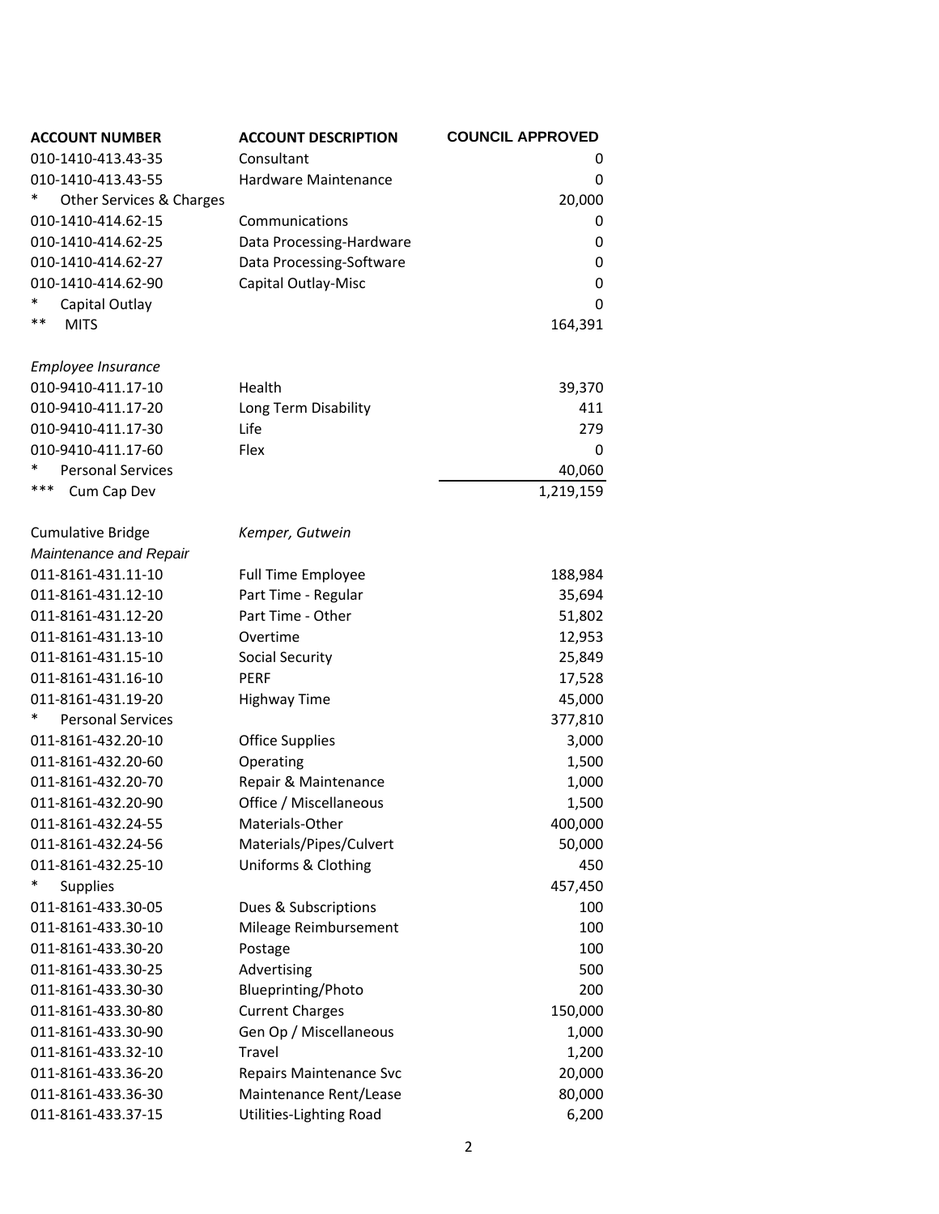| ACCOUNT NUMBER | ACCOUNT DESCRIPTION | COUNCIL APPROVED |
|---|---|---|
| 010-1410-413.43-35 | Consultant | 0 |
| 010-1410-413.43-55 | Hardware Maintenance | 0 |
| * Other Services & Charges | | 20,000 |
| 010-1410-414.62-15 | Communications | 0 |
| 010-1410-414.62-25 | Data Processing-Hardware | 0 |
| 010-1410-414.62-27 | Data Processing-Software | 0 |
| 010-1410-414.62-90 | Capital Outlay-Misc | 0 |
| * Capital Outlay | | 0 |
| ** MITS | | 164,391 |
| | | |
| *Employee Insurance* | | |
| 010-9410-411.17-10 | Health | 39,370 |
| 010-9410-411.17-20 | Long Term Disability | 411 |
| 010-9410-411.17-30 | Life | 279 |
| 010-9410-411.17-60 | Flex | 0 |
| * Personal Services | | 40,060 |
| *** Cum Cap Dev | | 1,219,159 |
| | | |
| Cumulative Bridge | *Kemper, Gutwein* | |
| *Maintenance and Repair* | | |
| 011-8161-431.11-10 | Full Time Employee | 188,984 |
| 011-8161-431.12-10 | Part Time - Regular | 35,694 |
| 011-8161-431.12-20 | Part Time - Other | 51,802 |
| 011-8161-431.13-10 | Overtime | 12,953 |
| 011-8161-431.15-10 | Social Security | 25,849 |
| 011-8161-431.16-10 | PERF | 17,528 |
| 011-8161-431.19-20 | Highway Time | 45,000 |
| * Personal Services | | 377,810 |
| 011-8161-432.20-10 | Office Supplies | 3,000 |
| 011-8161-432.20-60 | Operating | 1,500 |
| 011-8161-432.20-70 | Repair & Maintenance | 1,000 |
| 011-8161-432.20-90 | Office / Miscellaneous | 1,500 |
| 011-8161-432.24-55 | Materials-Other | 400,000 |
| 011-8161-432.24-56 | Materials/Pipes/Culvert | 50,000 |
| 011-8161-432.25-10 | Uniforms & Clothing | 450 |
| * Supplies | | 457,450 |
| 011-8161-433.30-05 | Dues & Subscriptions | 100 |
| 011-8161-433.30-10 | Mileage Reimbursement | 100 |
| 011-8161-433.30-20 | Postage | 100 |
| 011-8161-433.30-25 | Advertising | 500 |
| 011-8161-433.30-30 | Blueprinting/Photo | 200 |
| 011-8161-433.30-80 | Current Charges | 150,000 |
| 011-8161-433.30-90 | Gen Op / Miscellaneous | 1,000 |
| 011-8161-433.32-10 | Travel | 1,200 |
| 011-8161-433.36-20 | Repairs Maintenance Svc | 20,000 |
| 011-8161-433.36-30 | Maintenance Rent/Lease | 80,000 |
| 011-8161-433.37-15 | Utilities-Lighting Road | 6,200 |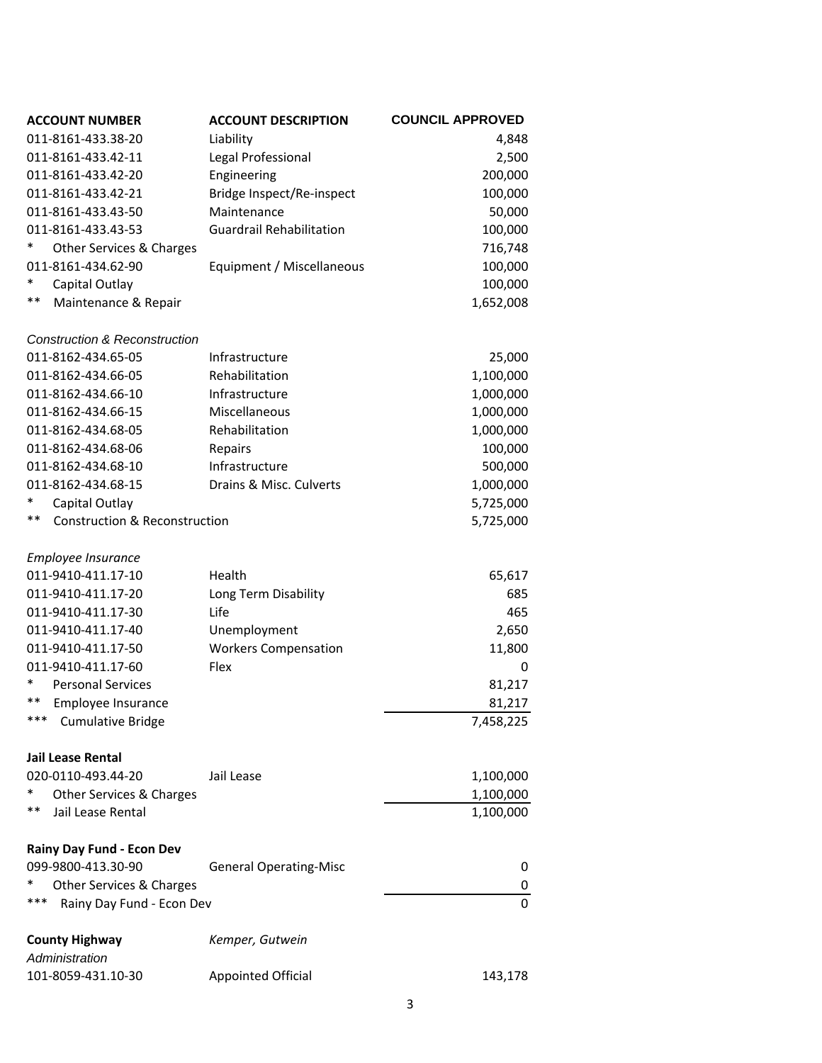| ACCOUNT NUMBER | ACCOUNT DESCRIPTION | COUNCIL APPROVED |
|---|---|---|
| 011-8161-433.38-20 | Liability | 4,848 |
| 011-8161-433.42-11 | Legal Professional | 2,500 |
| 011-8161-433.42-20 | Engineering | 200,000 |
| 011-8161-433.42-21 | Bridge Inspect/Re-inspect | 100,000 |
| 011-8161-433.43-50 | Maintenance | 50,000 |
| 011-8161-433.43-53 | Guardrail Rehabilitation | 100,000 |
| * Other Services & Charges | | 716,748 |
| 011-8161-434.62-90 | Equipment / Miscellaneous | 100,000 |
| * Capital Outlay | | 100,000 |
| ** Maintenance & Repair | | 1,652,008 |
| | | |
| *Construction & Reconstruction* | | |
| 011-8162-434.65-05 | Infrastructure | 25,000 |
| 011-8162-434.66-05 | Rehabilitation | 1,100,000 |
| 011-8162-434.66-10 | Infrastructure | 1,000,000 |
| 011-8162-434.66-15 | Miscellaneous | 1,000,000 |
| 011-8162-434.68-05 | Rehabilitation | 1,000,000 |
| 011-8162-434.68-06 | Repairs | 100,000 |
| 011-8162-434.68-10 | Infrastructure | 500,000 |
| 011-8162-434.68-15 | Drains & Misc. Culverts | 1,000,000 |
| * Capital Outlay | | 5,725,000 |
| ** Construction & Reconstruction | | 5,725,000 |
| | | |
| *Employee Insurance* | | |
| 011-9410-411.17-10 | Health | 65,617 |
| 011-9410-411.17-20 | Long Term Disability | 685 |
| 011-9410-411.17-30 | Life | 465 |
| 011-9410-411.17-40 | Unemployment | 2,650 |
| 011-9410-411.17-50 | Workers Compensation | 11,800 |
| 011-9410-411.17-60 | Flex | 0 |
| * Personal Services | | 81,217 |
| ** Employee Insurance | | 81,217 |
| *** Cumulative Bridge | | 7,458,225 |
| | | |
| **Jail Lease Rental** | | |
| 020-0110-493.44-20 | Jail Lease | 1,100,000 |
| * Other Services & Charges | | 1,100,000 |
| ** Jail Lease Rental | | 1,100,000 |
| | | |
| **Rainy Day Fund - Econ Dev** | | |
| 099-9800-413.30-90 | General Operating-Misc | 0 |
| * Other Services & Charges | | 0 |
| *** Rainy Day Fund - Econ Dev | | 0 |
| | | |
| **County Highway** | *Kemper, Gutwein* | |
| *Administration* | | |
| 101-8059-431.10-30 | Appointed Official | 143,178 |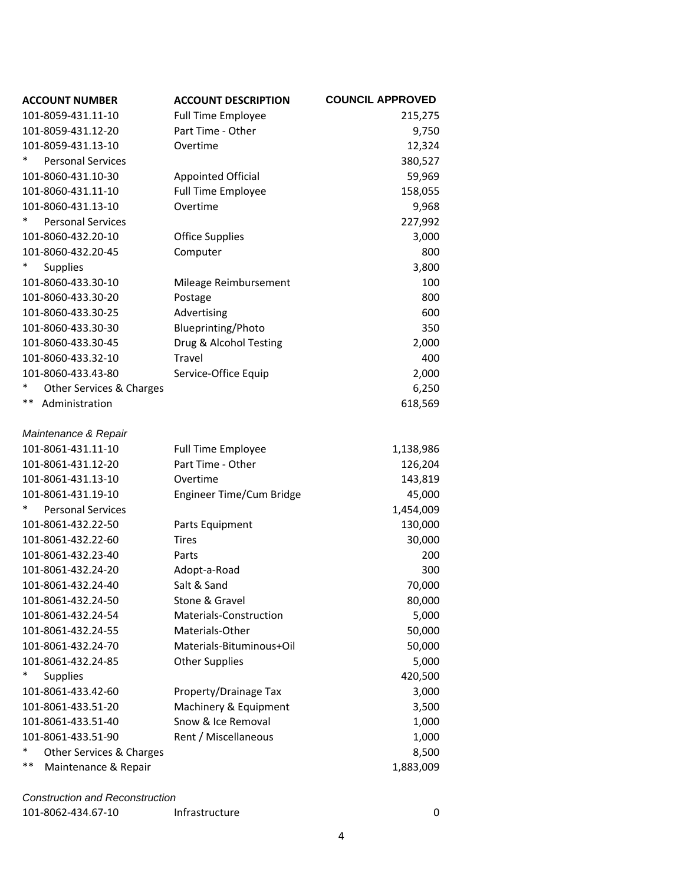| ACCOUNT NUMBER | ACCOUNT DESCRIPTION | COUNCIL APPROVED |
|---|---|---|
| 101-8059-431.11-10 | Full Time Employee | 215,275 |
| 101-8059-431.12-20 | Part Time - Other | 9,750 |
| 101-8059-431.13-10 | Overtime | 12,324 |
| * Personal Services | | 380,527 |
| 101-8060-431.10-30 | Appointed Official | 59,969 |
| 101-8060-431.11-10 | Full Time Employee | 158,055 |
| 101-8060-431.13-10 | Overtime | 9,968 |
| * Personal Services | | 227,992 |
| 101-8060-432.20-10 | Office Supplies | 3,000 |
| 101-8060-432.20-45 | Computer | 800 |
| * Supplies | | 3,800 |
| 101-8060-433.30-10 | Mileage Reimbursement | 100 |
| 101-8060-433.30-20 | Postage | 800 |
| 101-8060-433.30-25 | Advertising | 600 |
| 101-8060-433.30-30 | Blueprinting/Photo | 350 |
| 101-8060-433.30-45 | Drug & Alcohol Testing | 2,000 |
| 101-8060-433.32-10 | Travel | 400 |
| 101-8060-433.43-80 | Service-Office Equip | 2,000 |
| * Other Services & Charges | | 6,250 |
| ** Administration | | 618,569 |
| *Maintenance & Repair* | | |
| 101-8061-431.11-10 | Full Time Employee | 1,138,986 |
| 101-8061-431.12-20 | Part Time - Other | 126,204 |
| 101-8061-431.13-10 | Overtime | 143,819 |
| 101-8061-431.19-10 | Engineer Time/Cum Bridge | 45,000 |
| * Personal Services | | 1,454,009 |
| 101-8061-432.22-50 | Parts Equipment | 130,000 |
| 101-8061-432.22-60 | Tires | 30,000 |
| 101-8061-432.23-40 | Parts | 200 |
| 101-8061-432.24-20 | Adopt-a-Road | 300 |
| 101-8061-432.24-40 | Salt & Sand | 70,000 |
| 101-8061-432.24-50 | Stone & Gravel | 80,000 |
| 101-8061-432.24-54 | Materials-Construction | 5,000 |
| 101-8061-432.24-55 | Materials-Other | 50,000 |
| 101-8061-432.24-70 | Materials-Bituminous+Oil | 50,000 |
| 101-8061-432.24-85 | Other Supplies | 5,000 |
| * Supplies | | 420,500 |
| 101-8061-433.42-60 | Property/Drainage Tax | 3,000 |
| 101-8061-433.51-20 | Machinery & Equipment | 3,500 |
| 101-8061-433.51-40 | Snow & Ice Removal | 1,000 |
| 101-8061-433.51-90 | Rent / Miscellaneous | 1,000 |
| * Other Services & Charges | | 8,500 |
| ** Maintenance & Repair | | 1,883,009 |
| *Construction and Reconstruction* | | |
| 101-8062-434.67-10 | Infrastructure | 0 |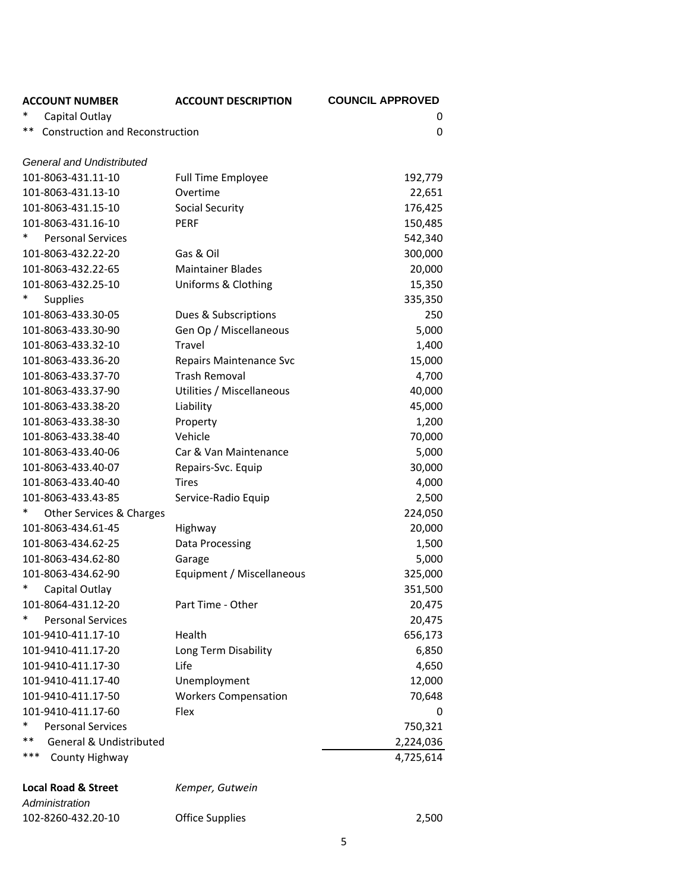| ACCOUNT NUMBER | ACCOUNT DESCRIPTION | COUNCIL APPROVED |
|---|---|---|
| * Capital Outlay | | 0 |
| ** Construction and Reconstruction | | 0 |
| | | |
| *General and Undistributed* | | |
| 101-8063-431.11-10 | Full Time Employee | 192,779 |
| 101-8063-431.13-10 | Overtime | 22,651 |
| 101-8063-431.15-10 | Social Security | 176,425 |
| 101-8063-431.16-10 | PERF | 150,485 |
| * Personal Services | | 542,340 |
| 101-8063-432.22-20 | Gas & Oil | 300,000 |
| 101-8063-432.22-65 | Maintainer Blades | 20,000 |
| 101-8063-432.25-10 | Uniforms & Clothing | 15,350 |
| * Supplies | | 335,350 |
| 101-8063-433.30-05 | Dues & Subscriptions | 250 |
| 101-8063-433.30-90 | Gen Op / Miscellaneous | 5,000 |
| 101-8063-433.32-10 | Travel | 1,400 |
| 101-8063-433.36-20 | Repairs Maintenance Svc | 15,000 |
| 101-8063-433.37-70 | Trash Removal | 4,700 |
| 101-8063-433.37-90 | Utilities / Miscellaneous | 40,000 |
| 101-8063-433.38-20 | Liability | 45,000 |
| 101-8063-433.38-30 | Property | 1,200 |
| 101-8063-433.38-40 | Vehicle | 70,000 |
| 101-8063-433.40-06 | Car & Van Maintenance | 5,000 |
| 101-8063-433.40-07 | Repairs-Svc. Equip | 30,000 |
| 101-8063-433.40-40 | Tires | 4,000 |
| 101-8063-433.43-85 | Service-Radio Equip | 2,500 |
| * Other Services & Charges | | 224,050 |
| 101-8063-434.61-45 | Highway | 20,000 |
| 101-8063-434.62-25 | Data Processing | 1,500 |
| 101-8063-434.62-80 | Garage | 5,000 |
| 101-8063-434.62-90 | Equipment / Miscellaneous | 325,000 |
| * Capital Outlay | | 351,500 |
| 101-8064-431.12-20 | Part Time - Other | 20,475 |
| * Personal Services | | 20,475 |
| 101-9410-411.17-10 | Health | 656,173 |
| 101-9410-411.17-20 | Long Term Disability | 6,850 |
| 101-9410-411.17-30 | Life | 4,650 |
| 101-9410-411.17-40 | Unemployment | 12,000 |
| 101-9410-411.17-50 | Workers Compensation | 70,648 |
| 101-9410-411.17-60 | Flex | 0 |
| * Personal Services | | 750,321 |
| ** General & Undistributed | | 2,224,036 |
| *** County Highway | | 4,725,614 |
| | | |
| **Local Road & Street** | *Kemper, Gutwein* | |
| *Administration* | | |
| 102-8260-432.20-10 | Office Supplies | 2,500 |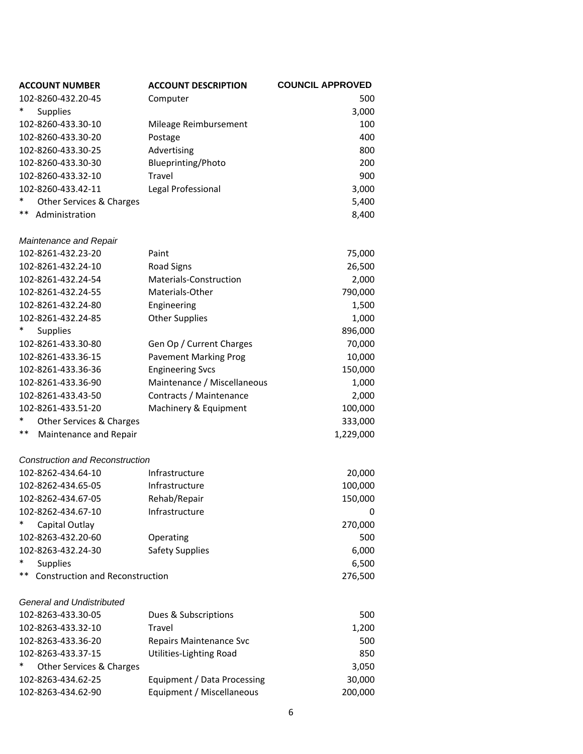| ACCOUNT NUMBER | ACCOUNT DESCRIPTION | COUNCIL APPROVED |
|---|---|---|
| 102-8260-432.20-45 | Computer | 500 |
| * Supplies | | 3,000 |
| 102-8260-433.30-10 | Mileage Reimbursement | 100 |
| 102-8260-433.30-20 | Postage | 400 |
| 102-8260-433.30-25 | Advertising | 800 |
| 102-8260-433.30-30 | Blueprinting/Photo | 200 |
| 102-8260-433.32-10 | Travel | 900 |
| 102-8260-433.42-11 | Legal Professional | 3,000 |
| * Other Services & Charges | | 5,400 |
| ** Administration | | 8,400 |
| *Maintenance and Repair* | | |
| 102-8261-432.23-20 | Paint | 75,000 |
| 102-8261-432.24-10 | Road Signs | 26,500 |
| 102-8261-432.24-54 | Materials-Construction | 2,000 |
| 102-8261-432.24-55 | Materials-Other | 790,000 |
| 102-8261-432.24-80 | Engineering | 1,500 |
| 102-8261-432.24-85 | Other Supplies | 1,000 |
| * Supplies | | 896,000 |
| 102-8261-433.30-80 | Gen Op / Current Charges | 70,000 |
| 102-8261-433.36-15 | Pavement Marking Prog | 10,000 |
| 102-8261-433.36-36 | Engineering Svcs | 150,000 |
| 102-8261-433.36-90 | Maintenance / Miscellaneous | 1,000 |
| 102-8261-433.43-50 | Contracts / Maintenance | 2,000 |
| 102-8261-433.51-20 | Machinery & Equipment | 100,000 |
| * Other Services & Charges | | 333,000 |
| ** Maintenance and Repair | | 1,229,000 |
| *Construction and Reconstruction* | | |
| 102-8262-434.64-10 | Infrastructure | 20,000 |
| 102-8262-434.65-05 | Infrastructure | 100,000 |
| 102-8262-434.67-05 | Rehab/Repair | 150,000 |
| 102-8262-434.67-10 | Infrastructure | 0 |
| * Capital Outlay | | 270,000 |
| 102-8263-432.20-60 | Operating | 500 |
| 102-8263-432.24-30 | Safety Supplies | 6,000 |
| * Supplies | | 6,500 |
| ** Construction and Reconstruction | | 276,500 |
| *General and Undistributed* | | |
| 102-8263-433.30-05 | Dues & Subscriptions | 500 |
| 102-8263-433.32-10 | Travel | 1,200 |
| 102-8263-433.36-20 | Repairs Maintenance Svc | 500 |
| 102-8263-433.37-15 | Utilities-Lighting Road | 850 |
| * Other Services & Charges | | 3,050 |
| 102-8263-434.62-25 | Equipment / Data Processing | 30,000 |
| 102-8263-434.62-90 | Equipment / Miscellaneous | 200,000 |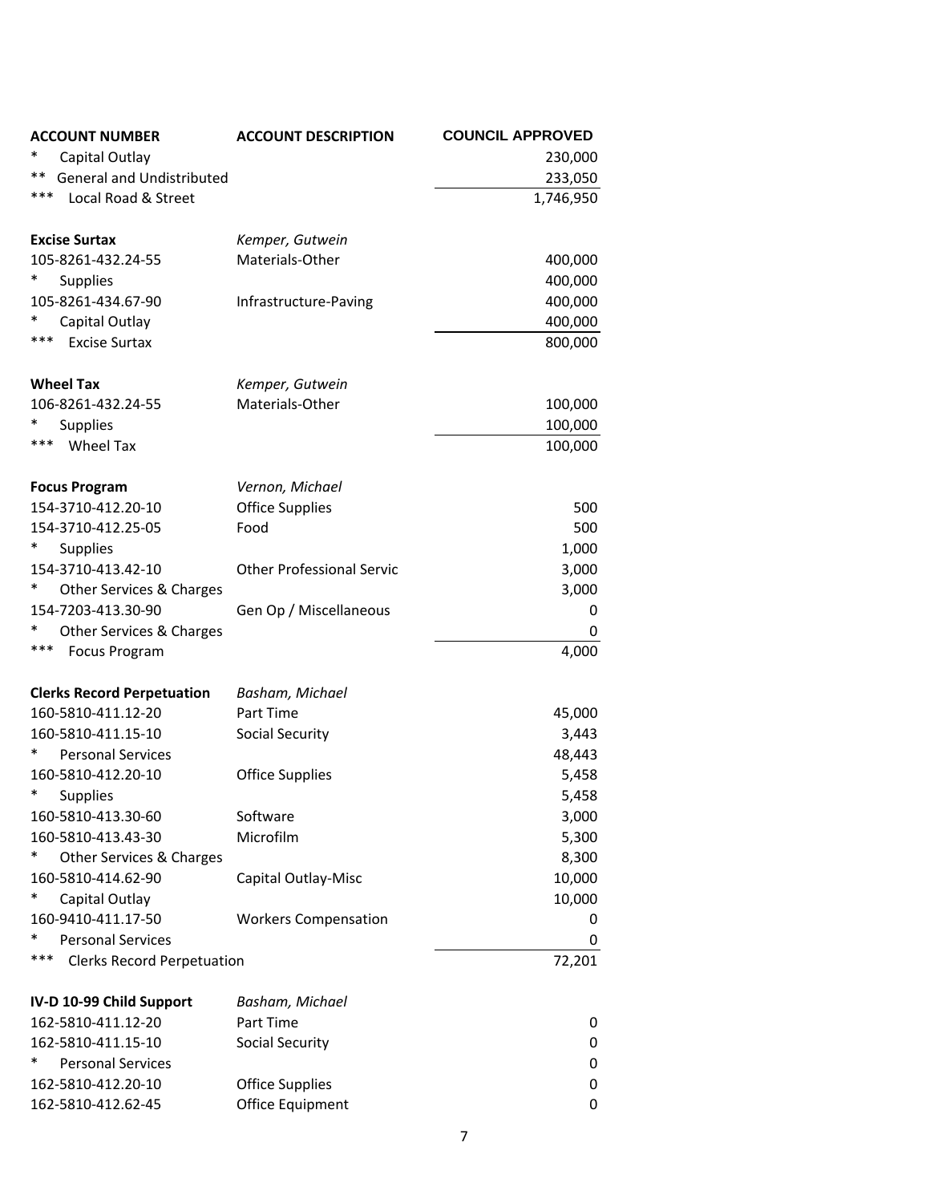| ACCOUNT NUMBER | ACCOUNT DESCRIPTION | COUNCIL APPROVED |
|---|---|---|
| * Capital Outlay | | 230,000 |
| ** General and Undistributed | | 233,050 |
| *** Local Road & Street | | 1,746,950 |
| | | |
| **Excise Surtax** | *Kemper, Gutwein* | |
| 105-8261-432.24-55 | Materials-Other | 400,000 |
| * Supplies | | 400,000 |
| 105-8261-434.67-90 | Infrastructure-Paving | 400,000 |
| * Capital Outlay | | 400,000 |
| *** Excise Surtax | | 800,000 |
| | | |
| **Wheel Tax** | *Kemper, Gutwein* | |
| 106-8261-432.24-55 | Materials-Other | 100,000 |
| * Supplies | | 100,000 |
| *** Wheel Tax | | 100,000 |
| | | |
| **Focus Program** | *Vernon, Michael* | |
| 154-3710-412.20-10 | Office Supplies | 500 |
| 154-3710-412.25-05 | Food | 500 |
| * Supplies | | 1,000 |
| 154-3710-413.42-10 | Other Professional Servic | 3,000 |
| * Other Services & Charges | | 3,000 |
| 154-7203-413.30-90 | Gen Op / Miscellaneous | 0 |
| * Other Services & Charges | | 0 |
| *** Focus Program | | 4,000 |
| | | |
| **Clerks Record Perpetuation** | *Basham, Michael* | |
| 160-5810-411.12-20 | Part Time | 45,000 |
| 160-5810-411.15-10 | Social Security | 3,443 |
| * Personal Services | | 48,443 |
| 160-5810-412.20-10 | Office Supplies | 5,458 |
| * Supplies | | 5,458 |
| 160-5810-413.30-60 | Software | 3,000 |
| 160-5810-413.43-30 | Microfilm | 5,300 |
| * Other Services & Charges | | 8,300 |
| 160-5810-414.62-90 | Capital Outlay-Misc | 10,000 |
| * Capital Outlay | | 10,000 |
| 160-9410-411.17-50 | Workers Compensation | 0 |
| * Personal Services | | 0 |
| *** Clerks Record Perpetuation | | 72,201 |
| | | |
| **IV-D 10-99 Child Support** | *Basham, Michael* | |
| 162-5810-411.12-20 | Part Time | 0 |
| 162-5810-411.15-10 | Social Security | 0 |
| * Personal Services | | 0 |
| 162-5810-412.20-10 | Office Supplies | 0 |
| 162-5810-412.62-45 | Office Equipment | 0 |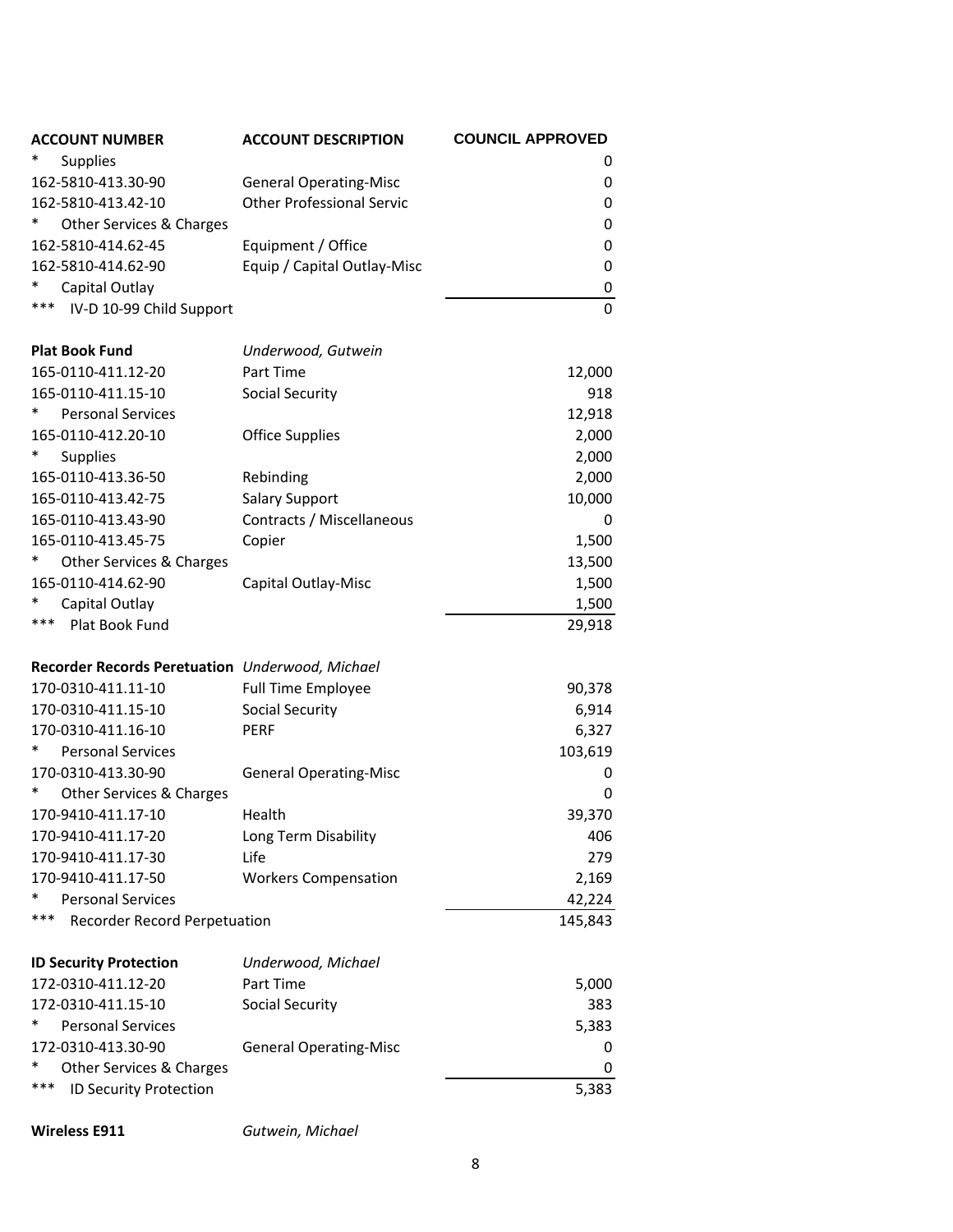| ACCOUNT NUMBER | ACCOUNT DESCRIPTION | COUNCIL APPROVED |
|---|---|---|
| * Supplies | | 0 |
| 162-5810-413.30-90 | General Operating-Misc | 0 |
| 162-5810-413.42-10 | Other Professional Servic | 0 |
| * Other Services & Charges | | 0 |
| 162-5810-414.62-45 | Equipment / Office | 0 |
| 162-5810-414.62-90 | Equip / Capital Outlay-Misc | 0 |
| * Capital Outlay | | 0 |
| *** IV-D 10-99 Child Support | | 0 |
| **Plat Book Fund** | *Underwood, Gutwein* | |
| 165-0110-411.12-20 | Part Time | 12,000 |
| 165-0110-411.15-10 | Social Security | 918 |
| * Personal Services | | 12,918 |
| 165-0110-412.20-10 | Office Supplies | 2,000 |
| * Supplies | | 2,000 |
| 165-0110-413.36-50 | Rebinding | 2,000 |
| 165-0110-413.42-75 | Salary Support | 10,000 |
| 165-0110-413.43-90 | Contracts / Miscellaneous | 0 |
| 165-0110-413.45-75 | Copier | 1,500 |
| * Other Services & Charges | | 13,500 |
| 165-0110-414.62-90 | Capital Outlay-Misc | 1,500 |
| * Capital Outlay | | 1,500 |
| *** Plat Book Fund | | 29,918 |
| **Recorder Records Peretuation** | *Underwood, Michael* | |
| 170-0310-411.11-10 | Full Time Employee | 90,378 |
| 170-0310-411.15-10 | Social Security | 6,914 |
| 170-0310-411.16-10 | PERF | 6,327 |
| * Personal Services | | 103,619 |
| 170-0310-413.30-90 | General Operating-Misc | 0 |
| * Other Services & Charges | | 0 |
| 170-9410-411.17-10 | Health | 39,370 |
| 170-9410-411.17-20 | Long Term Disability | 406 |
| 170-9410-411.17-30 | Life | 279 |
| 170-9410-411.17-50 | Workers Compensation | 2,169 |
| * Personal Services | | 42,224 |
| *** Recorder Record Perpetuation | | 145,843 |
| **ID Security Protection** | *Underwood, Michael* | |
| 172-0310-411.12-20 | Part Time | 5,000 |
| 172-0310-411.15-10 | Social Security | 383 |
| * Personal Services | | 5,383 |
| 172-0310-413.30-90 | General Operating-Misc | 0 |
| * Other Services & Charges | | 0 |
| *** ID Security Protection | | 5,383 |
| **Wireless E911** | *Gutwein, Michael* | |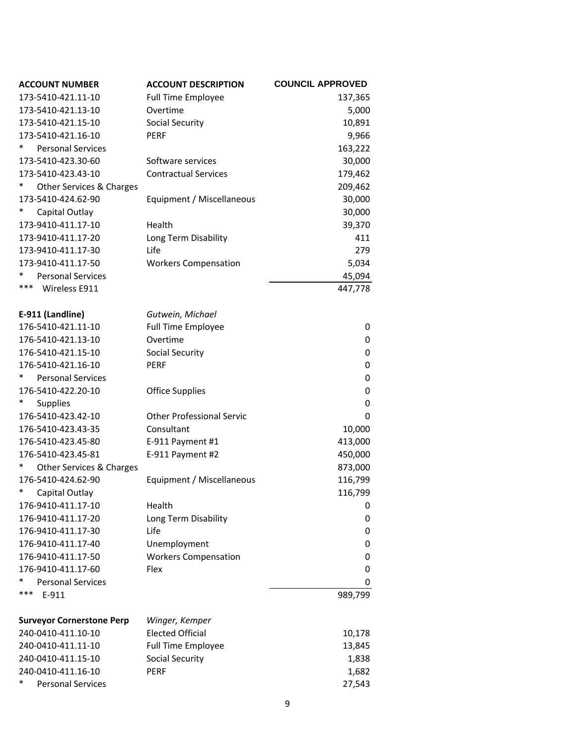| ACCOUNT NUMBER | ACCOUNT DESCRIPTION | COUNCIL APPROVED |
|---|---|---|
| 173-5410-421.11-10 | Full Time Employee | 137,365 |
| 173-5410-421.13-10 | Overtime | 5,000 |
| 173-5410-421.15-10 | Social Security | 10,891 |
| 173-5410-421.16-10 | PERF | 9,966 |
| * Personal Services | | 163,222 |
| 173-5410-423.30-60 | Software services | 30,000 |
| 173-5410-423.43-10 | Contractual Services | 179,462 |
| * Other Services & Charges | | 209,462 |
| 173-5410-424.62-90 | Equipment / Miscellaneous | 30,000 |
| * Capital Outlay | | 30,000 |
| 173-9410-411.17-10 | Health | 39,370 |
| 173-9410-411.17-20 | Long Term Disability | 411 |
| 173-9410-411.17-30 | Life | 279 |
| 173-9410-411.17-50 | Workers Compensation | 5,034 |
| * Personal Services | | 45,094 |
| *** Wireless E911 | | 447,778 |
| | | |
| **E-911 (Landline)** | *Gutwein, Michael* | |
| 176-5410-421.11-10 | Full Time Employee | 0 |
| 176-5410-421.13-10 | Overtime | 0 |
| 176-5410-421.15-10 | Social Security | 0 |
| 176-5410-421.16-10 | PERF | 0 |
| * Personal Services | | 0 |
| 176-5410-422.20-10 | Office Supplies | 0 |
| * Supplies | | 0 |
| 176-5410-423.42-10 | Other Professional Servic | 0 |
| 176-5410-423.43-35 | Consultant | 10,000 |
| 176-5410-423.45-80 | E-911 Payment #1 | 413,000 |
| 176-5410-423.45-81 | E-911 Payment #2 | 450,000 |
| * Other Services & Charges | | 873,000 |
| 176-5410-424.62-90 | Equipment / Miscellaneous | 116,799 |
| * Capital Outlay | | 116,799 |
| 176-9410-411.17-10 | Health | 0 |
| 176-9410-411.17-20 | Long Term Disability | 0 |
| 176-9410-411.17-30 | Life | 0 |
| 176-9410-411.17-40 | Unemployment | 0 |
| 176-9410-411.17-50 | Workers Compensation | 0 |
| 176-9410-411.17-60 | Flex | 0 |
| * Personal Services | | 0 |
| *** E-911 | | 989,799 |
| | | |
| **Surveyor Cornerstone Perp** | *Winger, Kemper* | |
| 240-0410-411.10-10 | Elected Official | 10,178 |
| 240-0410-411.11-10 | Full Time Employee | 13,845 |
| 240-0410-411.15-10 | Social Security | 1,838 |
| 240-0410-411.16-10 | PERF | 1,682 |
| * Personal Services | | 27,543 |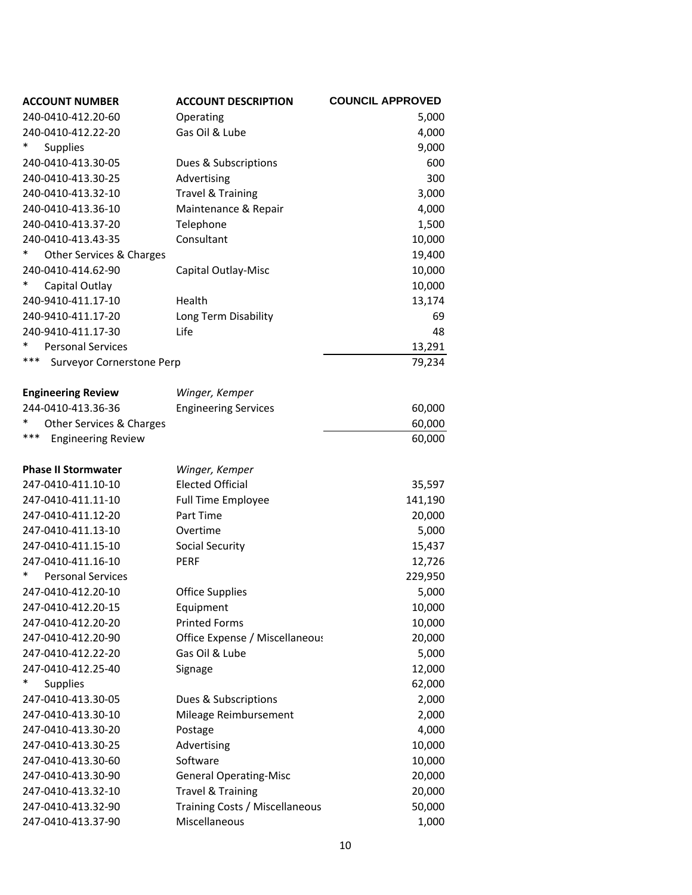| ACCOUNT NUMBER | ACCOUNT DESCRIPTION | COUNCIL APPROVED |
|---|---|---|
| 240-0410-412.20-60 | Operating | 5,000 |
| 240-0410-412.22-20 | Gas Oil & Lube | 4,000 |
| * Supplies | | 9,000 |
| 240-0410-413.30-05 | Dues & Subscriptions | 600 |
| 240-0410-413.30-25 | Advertising | 300 |
| 240-0410-413.32-10 | Travel & Training | 3,000 |
| 240-0410-413.36-10 | Maintenance & Repair | 4,000 |
| 240-0410-413.37-20 | Telephone | 1,500 |
| 240-0410-413.43-35 | Consultant | 10,000 |
| * Other Services & Charges | | 19,400 |
| 240-0410-414.62-90 | Capital Outlay-Misc | 10,000 |
| * Capital Outlay | | 10,000 |
| 240-9410-411.17-10 | Health | 13,174 |
| 240-9410-411.17-20 | Long Term Disability | 69 |
| 240-9410-411.17-30 | Life | 48 |
| * Personal Services | | 13,291 |
| *** Surveyor Cornerstone Perp | | 79,234 |
| | | |
| **Engineering Review** | *Winger, Kemper* | |
| 244-0410-413.36-36 | Engineering Services | 60,000 |
| * Other Services & Charges | | 60,000 |
| *** Engineering Review | | 60,000 |
| | | |
| **Phase II Stormwater** | *Winger, Kemper* | |
| 247-0410-411.10-10 | Elected Official | 35,597 |
| 247-0410-411.11-10 | Full Time Employee | 141,190 |
| 247-0410-411.12-20 | Part Time | 20,000 |
| 247-0410-411.13-10 | Overtime | 5,000 |
| 247-0410-411.15-10 | Social Security | 15,437 |
| 247-0410-411.16-10 | PERF | 12,726 |
| * Personal Services | | 229,950 |
| 247-0410-412.20-10 | Office Supplies | 5,000 |
| 247-0410-412.20-15 | Equipment | 10,000 |
| 247-0410-412.20-20 | Printed Forms | 10,000 |
| 247-0410-412.20-90 | Office Expense / Miscellaneous | 20,000 |
| 247-0410-412.22-20 | Gas Oil & Lube | 5,000 |
| 247-0410-412.25-40 | Signage | 12,000 |
| * Supplies | | 62,000 |
| 247-0410-413.30-05 | Dues & Subscriptions | 2,000 |
| 247-0410-413.30-10 | Mileage Reimbursement | 2,000 |
| 247-0410-413.30-20 | Postage | 4,000 |
| 247-0410-413.30-25 | Advertising | 10,000 |
| 247-0410-413.30-60 | Software | 10,000 |
| 247-0410-413.30-90 | General Operating-Misc | 20,000 |
| 247-0410-413.32-10 | Travel & Training | 20,000 |
| 247-0410-413.32-90 | Training Costs / Miscellaneous | 50,000 |
| 247-0410-413.37-90 | Miscellaneous | 1,000 |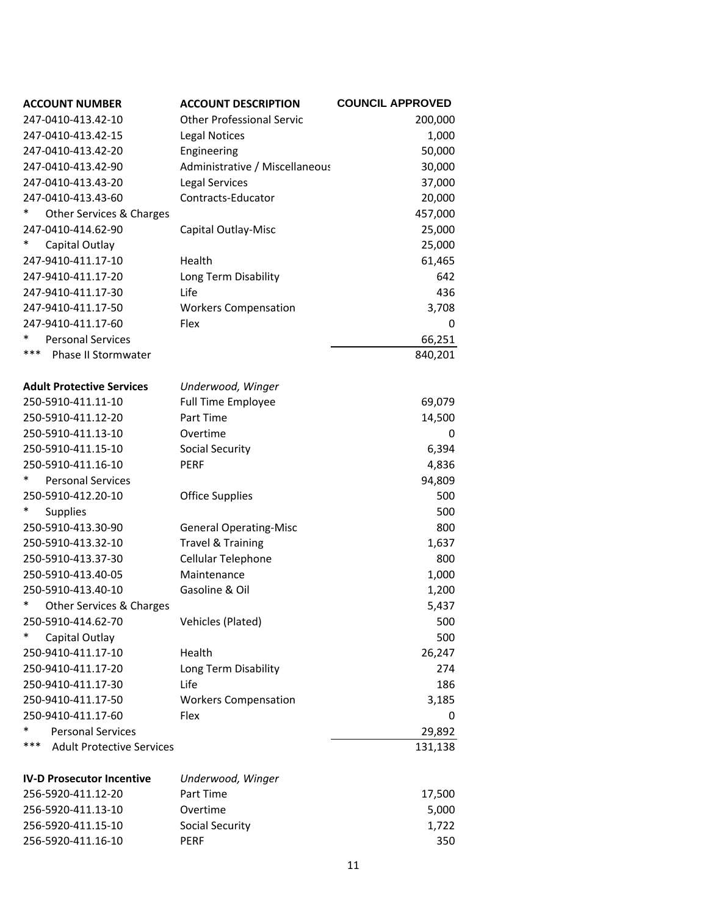| ACCOUNT NUMBER | ACCOUNT DESCRIPTION | COUNCIL APPROVED |
|---|---|---|
| 247-0410-413.42-10 | Other Professional Servic | 200,000 |
| 247-0410-413.42-15 | Legal Notices | 1,000 |
| 247-0410-413.42-20 | Engineering | 50,000 |
| 247-0410-413.42-90 | Administrative / Miscellaneous | 30,000 |
| 247-0410-413.43-20 | Legal Services | 37,000 |
| 247-0410-413.43-60 | Contracts-Educator | 20,000 |
| * Other Services & Charges | | 457,000 |
| 247-0410-414.62-90 | Capital Outlay-Misc | 25,000 |
| * Capital Outlay | | 25,000 |
| 247-9410-411.17-10 | Health | 61,465 |
| 247-9410-411.17-20 | Long Term Disability | 642 |
| 247-9410-411.17-30 | Life | 436 |
| 247-9410-411.17-50 | Workers Compensation | 3,708 |
| 247-9410-411.17-60 | Flex | 0 |
| * Personal Services | | 66,251 |
| *** Phase II Stormwater | | 840,201 |
| | | |
| **Adult Protective Services** | *Underwood, Winger* | |
| 250-5910-411.11-10 | Full Time Employee | 69,079 |
| 250-5910-411.12-20 | Part Time | 14,500 |
| 250-5910-411.13-10 | Overtime | 0 |
| 250-5910-411.15-10 | Social Security | 6,394 |
| 250-5910-411.16-10 | PERF | 4,836 |
| * Personal Services | | 94,809 |
| 250-5910-412.20-10 | Office Supplies | 500 |
| * Supplies | | 500 |
| 250-5910-413.30-90 | General Operating-Misc | 800 |
| 250-5910-413.32-10 | Travel & Training | 1,637 |
| 250-5910-413.37-30 | Cellular Telephone | 800 |
| 250-5910-413.40-05 | Maintenance | 1,000 |
| 250-5910-413.40-10 | Gasoline & Oil | 1,200 |
| * Other Services & Charges | | 5,437 |
| 250-5910-414.62-70 | Vehicles (Plated) | 500 |
| * Capital Outlay | | 500 |
| 250-9410-411.17-10 | Health | 26,247 |
| 250-9410-411.17-20 | Long Term Disability | 274 |
| 250-9410-411.17-30 | Life | 186 |
| 250-9410-411.17-50 | Workers Compensation | 3,185 |
| 250-9410-411.17-60 | Flex | 0 |
| * Personal Services | | 29,892 |
| *** Adult Protective Services | | 131,138 |
| | | |
| **IV-D Prosecutor Incentive** | *Underwood, Winger* | |
| 256-5920-411.12-20 | Part Time | 17,500 |
| 256-5920-411.13-10 | Overtime | 5,000 |
| 256-5920-411.15-10 | Social Security | 1,722 |
| 256-5920-411.16-10 | PERF | 350 |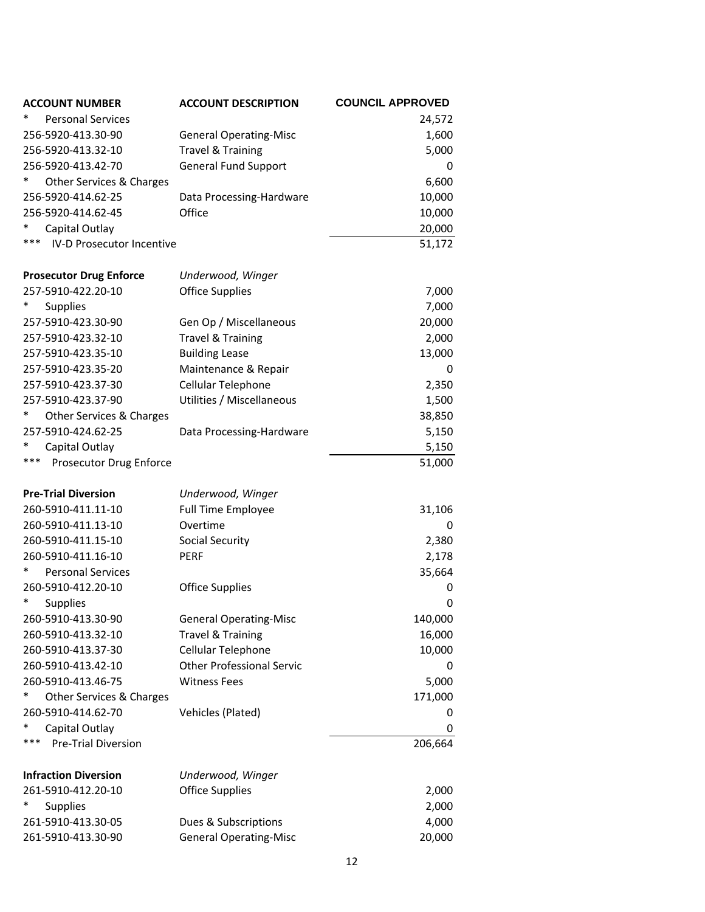| ACCOUNT NUMBER | ACCOUNT DESCRIPTION | COUNCIL APPROVED |
|---|---|---|
| * Personal Services | | 24,572 |
| 256-5920-413.30-90 | General Operating-Misc | 1,600 |
| 256-5920-413.32-10 | Travel & Training | 5,000 |
| 256-5920-413.42-70 | General Fund Support | 0 |
| * Other Services & Charges | | 6,600 |
| 256-5920-414.62-25 | Data Processing-Hardware | 10,000 |
| 256-5920-414.62-45 | Office | 10,000 |
| * Capital Outlay | | 20,000 |
| *** IV-D Prosecutor Incentive | | 51,172 |
| | | |
| **Prosecutor Drug Enforce** | *Underwood, Winger* | |
| 257-5910-422.20-10 | Office Supplies | 7,000 |
| * Supplies | | 7,000 |
| 257-5910-423.30-90 | Gen Op / Miscellaneous | 20,000 |
| 257-5910-423.32-10 | Travel & Training | 2,000 |
| 257-5910-423.35-10 | Building Lease | 13,000 |
| 257-5910-423.35-20 | Maintenance & Repair | 0 |
| 257-5910-423.37-30 | Cellular Telephone | 2,350 |
| 257-5910-423.37-90 | Utilities / Miscellaneous | 1,500 |
| * Other Services & Charges | | 38,850 |
| 257-5910-424.62-25 | Data Processing-Hardware | 5,150 |
| * Capital Outlay | | 5,150 |
| *** Prosecutor Drug Enforce | | 51,000 |
| | | |
| **Pre-Trial Diversion** | *Underwood, Winger* | |
| 260-5910-411.11-10 | Full Time Employee | 31,106 |
| 260-5910-411.13-10 | Overtime | 0 |
| 260-5910-411.15-10 | Social Security | 2,380 |
| 260-5910-411.16-10 | PERF | 2,178 |
| * Personal Services | | 35,664 |
| 260-5910-412.20-10 | Office Supplies | 0 |
| * Supplies | | 0 |
| 260-5910-413.30-90 | General Operating-Misc | 140,000 |
| 260-5910-413.32-10 | Travel & Training | 16,000 |
| 260-5910-413.37-30 | Cellular Telephone | 10,000 |
| 260-5910-413.42-10 | Other Professional Servic | 0 |
| 260-5910-413.46-75 | Witness Fees | 5,000 |
| * Other Services & Charges | | 171,000 |
| 260-5910-414.62-70 | Vehicles (Plated) | 0 |
| * Capital Outlay | | 0 |
| *** Pre-Trial Diversion | | 206,664 |
| | | |
| **Infraction Diversion** | *Underwood, Winger* | |
| 261-5910-412.20-10 | Office Supplies | 2,000 |
| * Supplies | | 2,000 |
| 261-5910-413.30-05 | Dues & Subscriptions | 4,000 |
| 261-5910-413.30-90 | General Operating-Misc | 20,000 |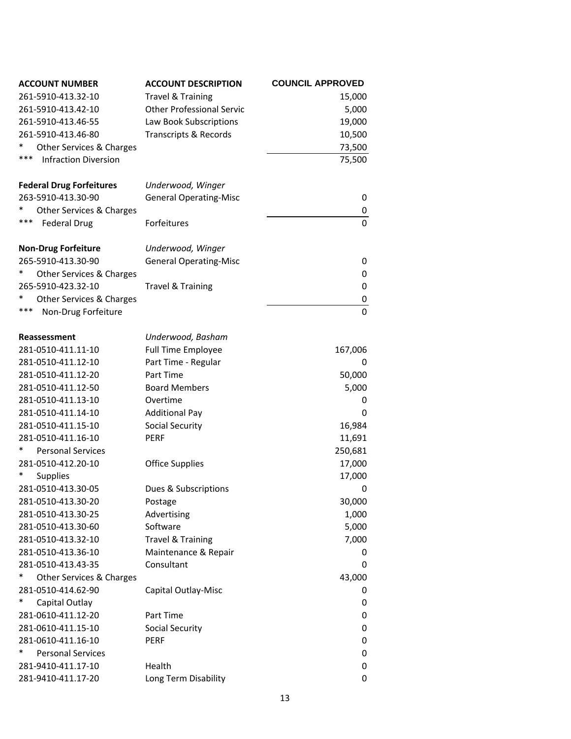| ACCOUNT NUMBER | ACCOUNT DESCRIPTION | COUNCIL APPROVED |
|---|---|---|
| 261-5910-413.32-10 | Travel & Training | 15,000 |
| 261-5910-413.42-10 | Other Professional Servic | 5,000 |
| 261-5910-413.46-55 | Law Book Subscriptions | 19,000 |
| 261-5910-413.46-80 | Transcripts & Records | 10,500 |
| * Other Services & Charges | | 73,500 |
| *** Infraction Diversion | | 75,500 |
| | | |
| **Federal Drug Forfeitures** | *Underwood, Winger* | |
| 263-5910-413.30-90 | General Operating-Misc | 0 |
| * Other Services & Charges | | 0 |
| *** Federal Drug | Forfeitures | 0 |
| | | |
| **Non-Drug Forfeiture** | *Underwood, Winger* | |
| 265-5910-413.30-90 | General Operating-Misc | 0 |
| * Other Services & Charges | | 0 |
| 265-5910-423.32-10 | Travel & Training | 0 |
| * Other Services & Charges | | 0 |
| *** Non-Drug Forfeiture | | 0 |
| | | |
| **Reassessment** | *Underwood, Basham* | |
| 281-0510-411.11-10 | Full Time Employee | 167,006 |
| 281-0510-411.12-10 | Part Time - Regular | 0 |
| 281-0510-411.12-20 | Part Time | 50,000 |
| 281-0510-411.12-50 | Board Members | 5,000 |
| 281-0510-411.13-10 | Overtime | 0 |
| 281-0510-411.14-10 | Additional Pay | 0 |
| 281-0510-411.15-10 | Social Security | 16,984 |
| 281-0510-411.16-10 | PERF | 11,691 |
| * Personal Services | | 250,681 |
| 281-0510-412.20-10 | Office Supplies | 17,000 |
| * Supplies | | 17,000 |
| 281-0510-413.30-05 | Dues & Subscriptions | 0 |
| 281-0510-413.30-20 | Postage | 30,000 |
| 281-0510-413.30-25 | Advertising | 1,000 |
| 281-0510-413.30-60 | Software | 5,000 |
| 281-0510-413.32-10 | Travel & Training | 7,000 |
| 281-0510-413.36-10 | Maintenance & Repair | 0 |
| 281-0510-413.43-35 | Consultant | 0 |
| * Other Services & Charges | | 43,000 |
| 281-0510-414.62-90 | Capital Outlay-Misc | 0 |
| * Capital Outlay | | 0 |
| 281-0610-411.12-20 | Part Time | 0 |
| 281-0610-411.15-10 | Social Security | 0 |
| 281-0610-411.16-10 | PERF | 0 |
| * Personal Services | | 0 |
| 281-9410-411.17-10 | Health | 0 |
| 281-9410-411.17-20 | Long Term Disability | 0 |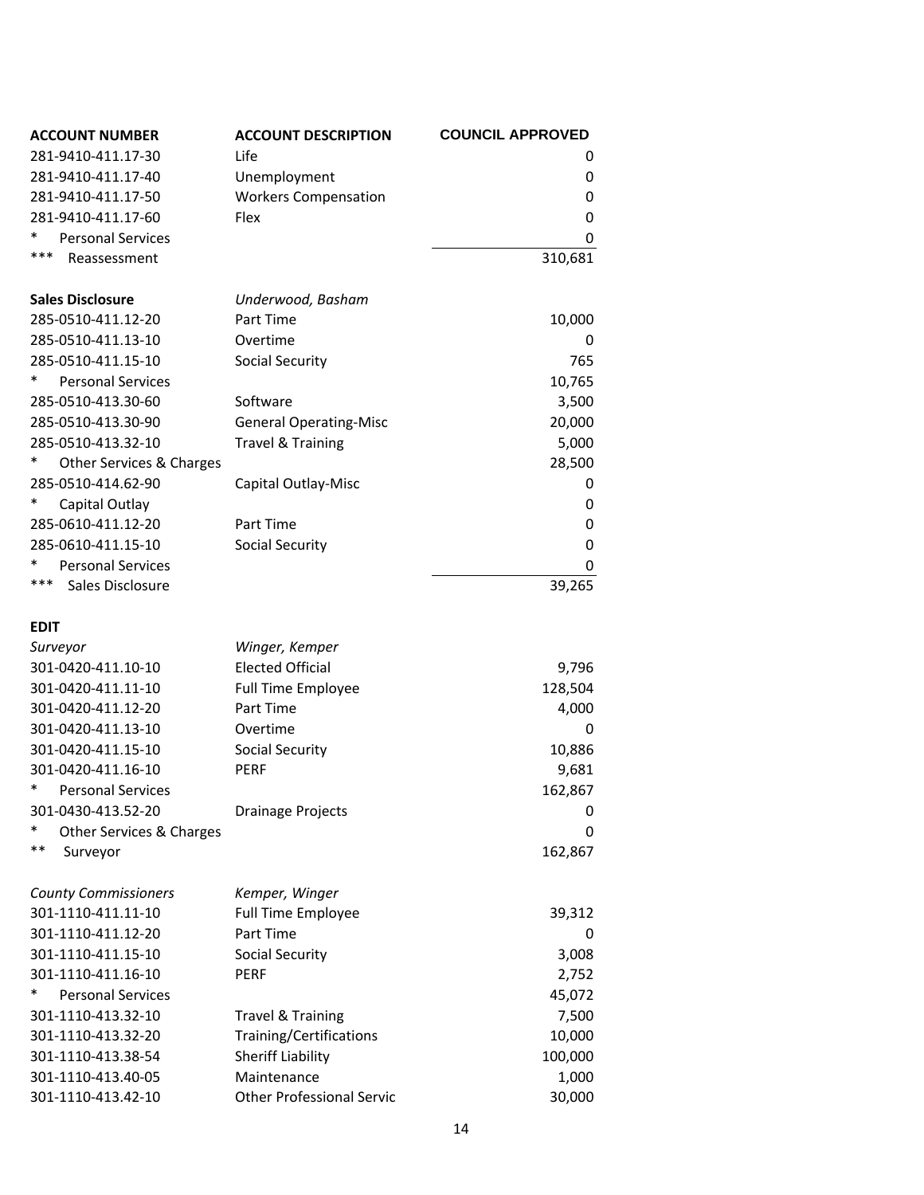| ACCOUNT NUMBER | ACCOUNT DESCRIPTION | COUNCIL APPROVED |
|---|---|---|
| 281-9410-411.17-30 | Life | 0 |
| 281-9410-411.17-40 | Unemployment | 0 |
| 281-9410-411.17-50 | Workers Compensation | 0 |
| 281-9410-411.17-60 | Flex | 0 |
| * Personal Services | | 0 |
| *** Reassessment | | 310,681 |
| | | |
| **Sales Disclosure** | *Underwood, Basham* | |
| 285-0510-411.12-20 | Part Time | 10,000 |
| 285-0510-411.13-10 | Overtime | 0 |
| 285-0510-411.15-10 | Social Security | 765 |
| * Personal Services | | 10,765 |
| 285-0510-413.30-60 | Software | 3,500 |
| 285-0510-413.30-90 | General Operating-Misc | 20,000 |
| 285-0510-413.32-10 | Travel & Training | 5,000 |
| * Other Services & Charges | | 28,500 |
| 285-0510-414.62-90 | Capital Outlay-Misc | 0 |
| * Capital Outlay | | 0 |
| 285-0610-411.12-20 | Part Time | 0 |
| 285-0610-411.15-10 | Social Security | 0 |
| * Personal Services | | 0 |
| *** Sales Disclosure | | 39,265 |
| | | |
| **EDIT** | | |
| *Surveyor* | *Winger, Kemper* | |
| 301-0420-411.10-10 | Elected Official | 9,796 |
| 301-0420-411.11-10 | Full Time Employee | 128,504 |
| 301-0420-411.12-20 | Part Time | 4,000 |
| 301-0420-411.13-10 | Overtime | 0 |
| 301-0420-411.15-10 | Social Security | 10,886 |
| 301-0420-411.16-10 | PERF | 9,681 |
| * Personal Services | | 162,867 |
| 301-0430-413.52-20 | Drainage Projects | 0 |
| * Other Services & Charges | | 0 |
| ** Surveyor | | 162,867 |
| | | |
| *County Commissioners* | *Kemper, Winger* | |
| 301-1110-411.11-10 | Full Time Employee | 39,312 |
| 301-1110-411.12-20 | Part Time | 0 |
| 301-1110-411.15-10 | Social Security | 3,008 |
| 301-1110-411.16-10 | PERF | 2,752 |
| * Personal Services | | 45,072 |
| 301-1110-413.32-10 | Travel & Training | 7,500 |
| 301-1110-413.32-20 | Training/Certifications | 10,000 |
| 301-1110-413.38-54 | Sheriff Liability | 100,000 |
| 301-1110-413.40-05 | Maintenance | 1,000 |
| 301-1110-413.42-10 | Other Professional Servic | 30,000 |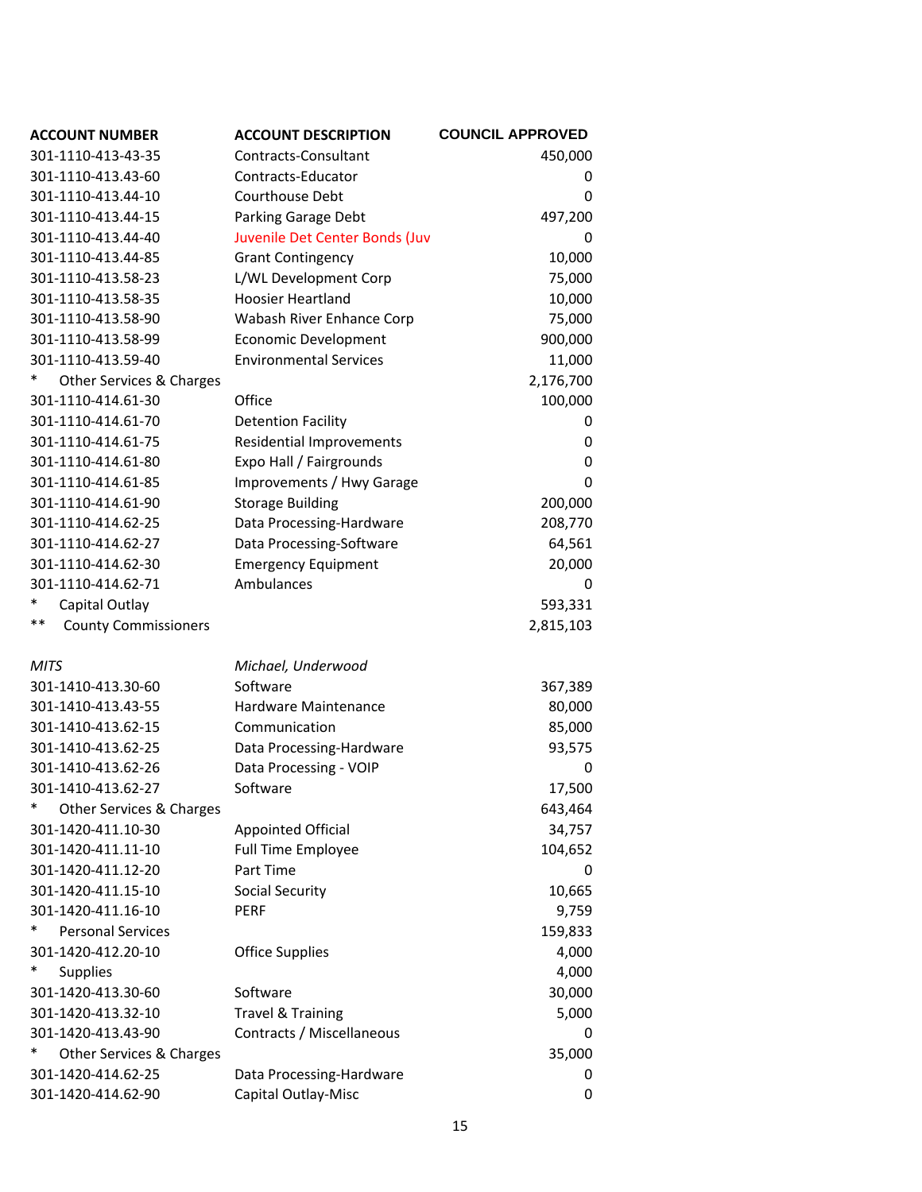| ACCOUNT NUMBER | ACCOUNT DESCRIPTION | COUNCIL APPROVED |
|---|---|---|
| 301-1110-413.43-35 | Contracts-Consultant | 450,000 |
| 301-1110-413.43-60 | Contracts-Educator | 0 |
| 301-1110-413.44-10 | Courthouse Debt | 0 |
| 301-1110-413.44-15 | Parking Garage Debt | 497,200 |
| 301-1110-413.44-40 | Juvenile Det Center Bonds (Juv | 0 |
| 301-1110-413.44-85 | Grant Contingency | 10,000 |
| 301-1110-413.58-23 | L/WL Development Corp | 75,000 |
| 301-1110-413.58-35 | Hoosier Heartland | 10,000 |
| 301-1110-413.58-90 | Wabash River Enhance Corp | 75,000 |
| 301-1110-413.58-99 | Economic Development | 900,000 |
| 301-1110-413.59-40 | Environmental Services | 11,000 |
| * Other Services & Charges | | 2,176,700 |
| 301-1110-414.61-30 | Office | 100,000 |
| 301-1110-414.61-70 | Detention Facility | 0 |
| 301-1110-414.61-75 | Residential Improvements | 0 |
| 301-1110-414.61-80 | Expo Hall / Fairgrounds | 0 |
| 301-1110-414.61-85 | Improvements / Hwy Garage | 0 |
| 301-1110-414.61-90 | Storage Building | 200,000 |
| 301-1110-414.62-25 | Data Processing-Hardware | 208,770 |
| 301-1110-414.62-27 | Data Processing-Software | 64,561 |
| 301-1110-414.62-30 | Emergency Equipment | 20,000 |
| 301-1110-414.62-71 | Ambulances | 0 |
| * Capital Outlay | | 593,331 |
| ** County Commissioners | | 2,815,103 |
| | | |
| *MITS* | *Michael, Underwood* | |
| 301-1410-413.30-60 | Software | 367,389 |
| 301-1410-413.43-55 | Hardware Maintenance | 80,000 |
| 301-1410-413.62-15 | Communication | 85,000 |
| 301-1410-413.62-25 | Data Processing-Hardware | 93,575 |
| 301-1410-413.62-26 | Data Processing - VOIP | 0 |
| 301-1410-413.62-27 | Software | 17,500 |
| * Other Services & Charges | | 643,464 |
| 301-1420-411.10-30 | Appointed Official | 34,757 |
| 301-1420-411.11-10 | Full Time Employee | 104,652 |
| 301-1420-411.12-20 | Part Time | 0 |
| 301-1420-411.15-10 | Social Security | 10,665 |
| 301-1420-411.16-10 | PERF | 9,759 |
| * Personal Services | | 159,833 |
| 301-1420-412.20-10 | Office Supplies | 4,000 |
| * Supplies | | 4,000 |
| 301-1420-413.30-60 | Software | 30,000 |
| 301-1420-413.32-10 | Travel & Training | 5,000 |
| 301-1420-413.43-90 | Contracts / Miscellaneous | 0 |
| * Other Services & Charges | | 35,000 |
| 301-1420-414.62-25 | Data Processing-Hardware | 0 |
| 301-1420-414.62-90 | Capital Outlay-Misc | 0 |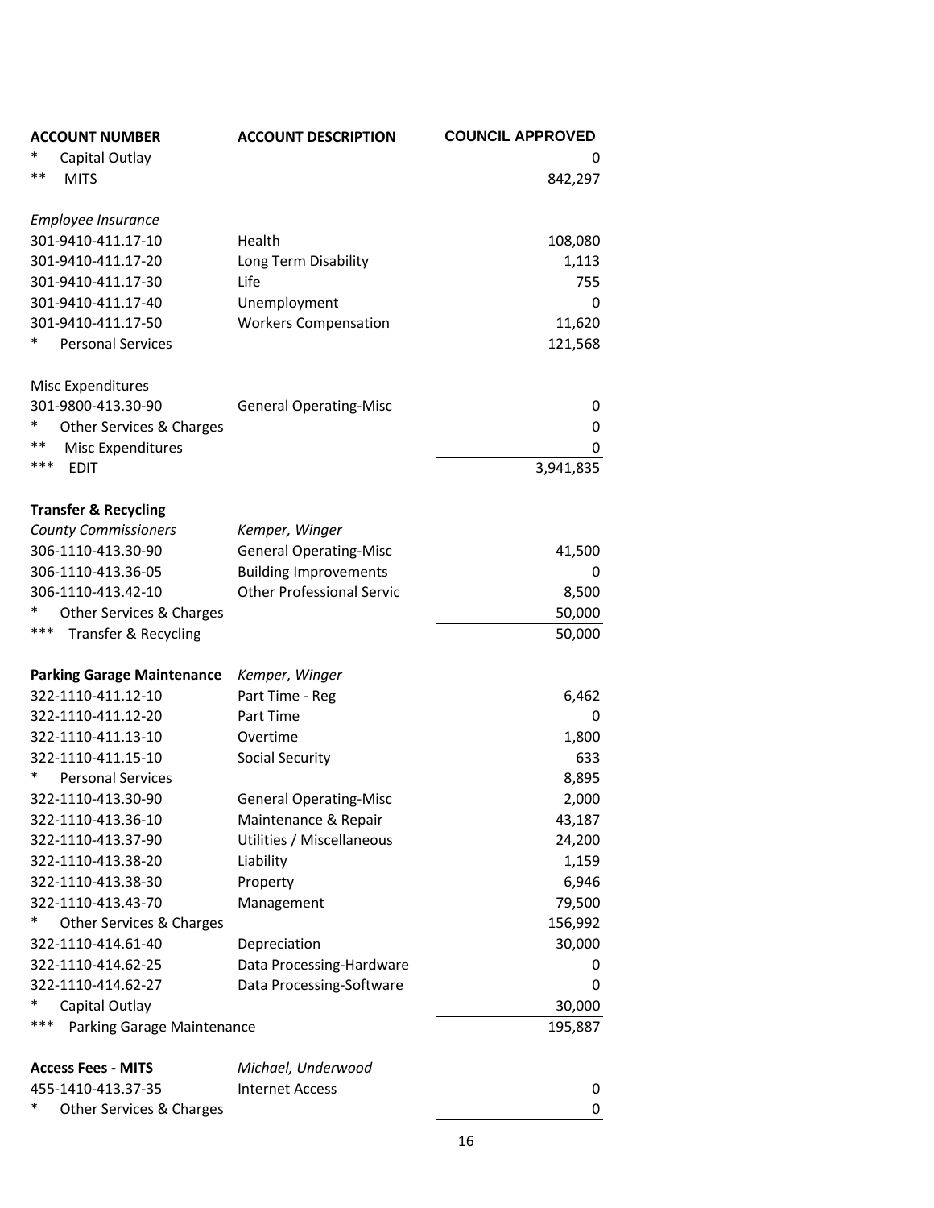| ACCOUNT NUMBER | ACCOUNT DESCRIPTION | COUNCIL APPROVED |
|---|---|---|
| * Capital Outlay | | 0 |
| ** MITS | | 842,297 |
| | | |
| *Employee Insurance* | | |
| 301-9410-411.17-10 | Health | 108,080 |
| 301-9410-411.17-20 | Long Term Disability | 1,113 |
| 301-9410-411.17-30 | Life | 755 |
| 301-9410-411.17-40 | Unemployment | 0 |
| 301-9410-411.17-50 | Workers Compensation | 11,620 |
| * Personal Services | | 121,568 |
| | | |
| Misc Expenditures | | |
| 301-9800-413.30-90 | General Operating-Misc | 0 |
| * Other Services & Charges | | 0 |
| ** Misc Expenditures | | 0 |
| *** EDIT | | 3,941,835 |
| | | |
| **Transfer & Recycling** | | |
| *County Commissioners* | *Kemper, Winger* | |
| 306-1110-413.30-90 | General Operating-Misc | 41,500 |
| 306-1110-413.36-05 | Building Improvements | 0 |
| 306-1110-413.42-10 | Other Professional Servic | 8,500 |
| * Other Services & Charges | | 50,000 |
| *** Transfer & Recycling | | 50,000 |
| | | |
| **Parking Garage Maintenance** | *Kemper, Winger* | |
| 322-1110-411.12-10 | Part Time - Reg | 6,462 |
| 322-1110-411.12-20 | Part Time | 0 |
| 322-1110-411.13-10 | Overtime | 1,800 |
| 322-1110-411.15-10 | Social Security | 633 |
| * Personal Services | | 8,895 |
| 322-1110-413.30-90 | General Operating-Misc | 2,000 |
| 322-1110-413.36-10 | Maintenance & Repair | 43,187 |
| 322-1110-413.37-90 | Utilities / Miscellaneous | 24,200 |
| 322-1110-413.38-20 | Liability | 1,159 |
| 322-1110-413.38-30 | Property | 6,946 |
| 322-1110-413.43-70 | Management | 79,500 |
| * Other Services & Charges | | 156,992 |
| 322-1110-414.61-40 | Depreciation | 30,000 |
| 322-1110-414.62-25 | Data Processing-Hardware | 0 |
| 322-1110-414.62-27 | Data Processing-Software | 0 |
| * Capital Outlay | | 30,000 |
| *** Parking Garage Maintenance | | 195,887 |
| | | |
| **Access Fees - MITS** | *Michael, Underwood* | |
| 455-1410-413.37-35 | Internet Access | 0 |
| * Other Services & Charges | | 0 |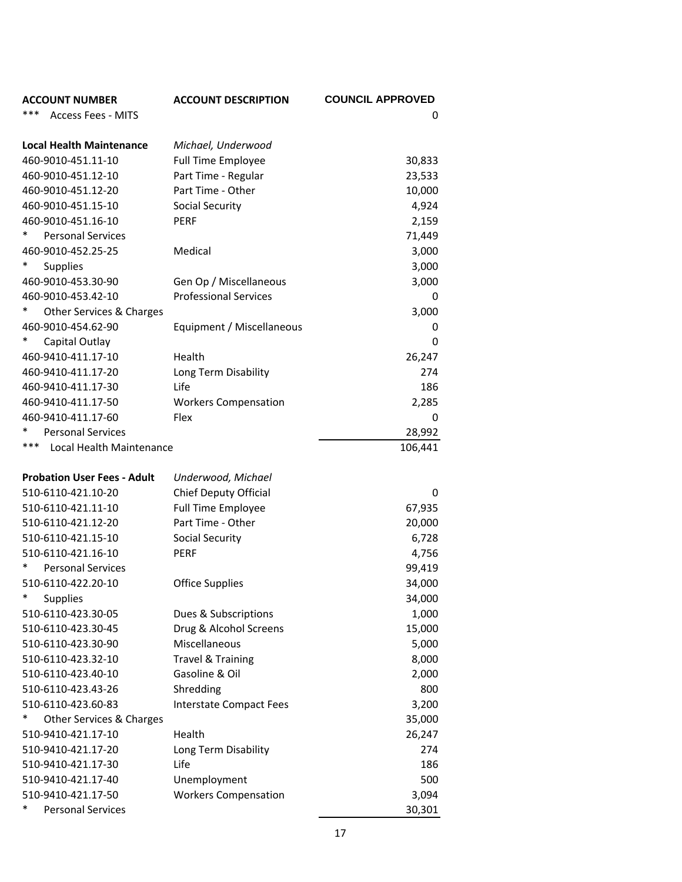| ACCOUNT NUMBER | ACCOUNT DESCRIPTION | COUNCIL APPROVED |
|---|---|---|
| *** Access Fees - MITS | | 0 |
| | | |
| **Local Health Maintenance** | *Michael, Underwood* | |
| 460-9010-451.11-10 | Full Time Employee | 30,833 |
| 460-9010-451.12-10 | Part Time - Regular | 23,533 |
| 460-9010-451.12-20 | Part Time - Other | 10,000 |
| 460-9010-451.15-10 | Social Security | 4,924 |
| 460-9010-451.16-10 | PERF | 2,159 |
| * Personal Services | | 71,449 |
| 460-9010-452.25-25 | Medical | 3,000 |
| * Supplies | | 3,000 |
| 460-9010-453.30-90 | Gen Op / Miscellaneous | 3,000 |
| 460-9010-453.42-10 | Professional Services | 0 |
| * Other Services & Charges | | 3,000 |
| 460-9010-454.62-90 | Equipment / Miscellaneous | 0 |
| * Capital Outlay | | 0 |
| 460-9410-411.17-10 | Health | 26,247 |
| 460-9410-411.17-20 | Long Term Disability | 274 |
| 460-9410-411.17-30 | Life | 186 |
| 460-9410-411.17-50 | Workers Compensation | 2,285 |
| 460-9410-411.17-60 | Flex | 0 |
| * Personal Services | | 28,992 |
| *** Local Health Maintenance | | 106,441 |
| | | |
| **Probation User Fees - Adult** | *Underwood, Michael* | |
| 510-6110-421.10-20 | Chief Deputy Official | 0 |
| 510-6110-421.11-10 | Full Time Employee | 67,935 |
| 510-6110-421.12-20 | Part Time - Other | 20,000 |
| 510-6110-421.15-10 | Social Security | 6,728 |
| 510-6110-421.16-10 | PERF | 4,756 |
| * Personal Services | | 99,419 |
| 510-6110-422.20-10 | Office Supplies | 34,000 |
| * Supplies | | 34,000 |
| 510-6110-423.30-05 | Dues & Subscriptions | 1,000 |
| 510-6110-423.30-45 | Drug & Alcohol Screens | 15,000 |
| 510-6110-423.30-90 | Miscellaneous | 5,000 |
| 510-6110-423.32-10 | Travel & Training | 8,000 |
| 510-6110-423.40-10 | Gasoline & Oil | 2,000 |
| 510-6110-423.43-26 | Shredding | 800 |
| 510-6110-423.60-83 | Interstate Compact Fees | 3,200 |
| * Other Services & Charges | | 35,000 |
| 510-9410-421.17-10 | Health | 26,247 |
| 510-9410-421.17-20 | Long Term Disability | 274 |
| 510-9410-421.17-30 | Life | 186 |
| 510-9410-421.17-40 | Unemployment | 500 |
| 510-9410-421.17-50 | Workers Compensation | 3,094 |
| * Personal Services | | 30,301 |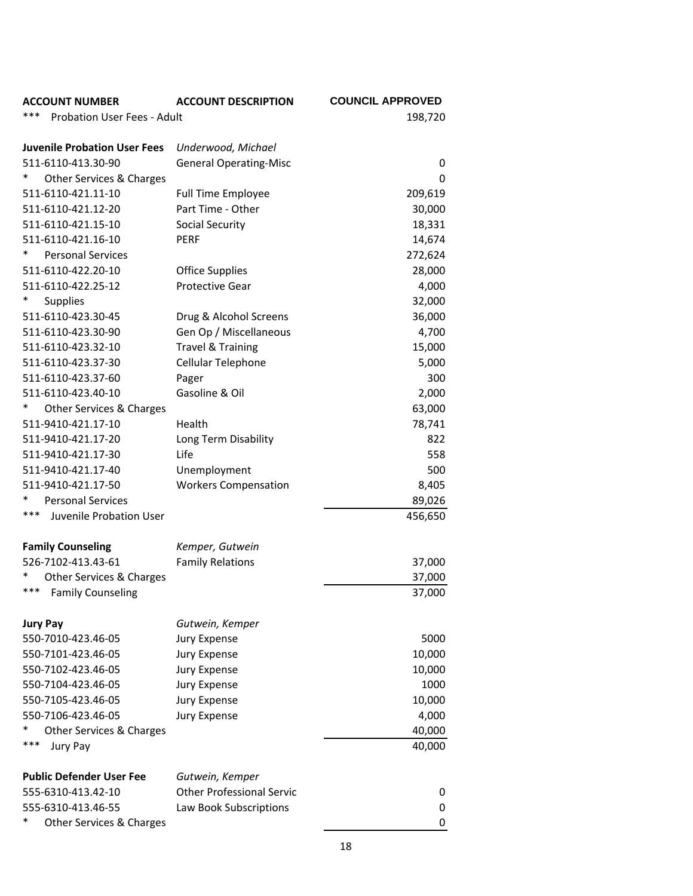| ACCOUNT NUMBER | ACCOUNT DESCRIPTION | COUNCIL APPROVED |
|---|---|---|
| *** Probation User Fees - Adult | | 198,720 |
| | | |
| **Juvenile Probation User Fees** | *Underwood, Michael* | |
| 511-6110-413.30-90 | General Operating-Misc | 0 |
| * Other Services & Charges | | 0 |
| 511-6110-421.11-10 | Full Time Employee | 209,619 |
| 511-6110-421.12-20 | Part Time - Other | 30,000 |
| 511-6110-421.15-10 | Social Security | 18,331 |
| 511-6110-421.16-10 | PERF | 14,674 |
| * Personal Services | | 272,624 |
| 511-6110-422.20-10 | Office Supplies | 28,000 |
| 511-6110-422.25-12 | Protective Gear | 4,000 |
| * Supplies | | 32,000 |
| 511-6110-423.30-45 | Drug & Alcohol Screens | 36,000 |
| 511-6110-423.30-90 | Gen Op / Miscellaneous | 4,700 |
| 511-6110-423.32-10 | Travel & Training | 15,000 |
| 511-6110-423.37-30 | Cellular Telephone | 5,000 |
| 511-6110-423.37-60 | Pager | 300 |
| 511-6110-423.40-10 | Gasoline & Oil | 2,000 |
| * Other Services & Charges | | 63,000 |
| 511-9410-421.17-10 | Health | 78,741 |
| 511-9410-421.17-20 | Long Term Disability | 822 |
| 511-9410-421.17-30 | Life | 558 |
| 511-9410-421.17-40 | Unemployment | 500 |
| 511-9410-421.17-50 | Workers Compensation | 8,405 |
| * Personal Services | | 89,026 |
| *** Juvenile Probation User | | 456,650 |
| | | |
| **Family Counseling** | *Kemper, Gutwein* | |
| 526-7102-413.43-61 | Family Relations | 37,000 |
| * Other Services & Charges | | 37,000 |
| *** Family Counseling | | 37,000 |
| | | |
| **Jury Pay** | *Gutwein, Kemper* | |
| 550-7010-423.46-05 | Jury Expense | 5000 |
| 550-7101-423.46-05 | Jury Expense | 10,000 |
| 550-7102-423.46-05 | Jury Expense | 10,000 |
| 550-7104-423.46-05 | Jury Expense | 1000 |
| 550-7105-423.46-05 | Jury Expense | 10,000 |
| 550-7106-423.46-05 | Jury Expense | 4,000 |
| * Other Services & Charges | | 40,000 |
| *** Jury Pay | | 40,000 |
| | | |
| **Public Defender User Fee** | *Gutwein, Kemper* | |
| 555-6310-413.42-10 | Other Professional Servic | 0 |
| 555-6310-413.46-55 | Law Book Subscriptions | 0 |
| * Other Services & Charges | | 0 |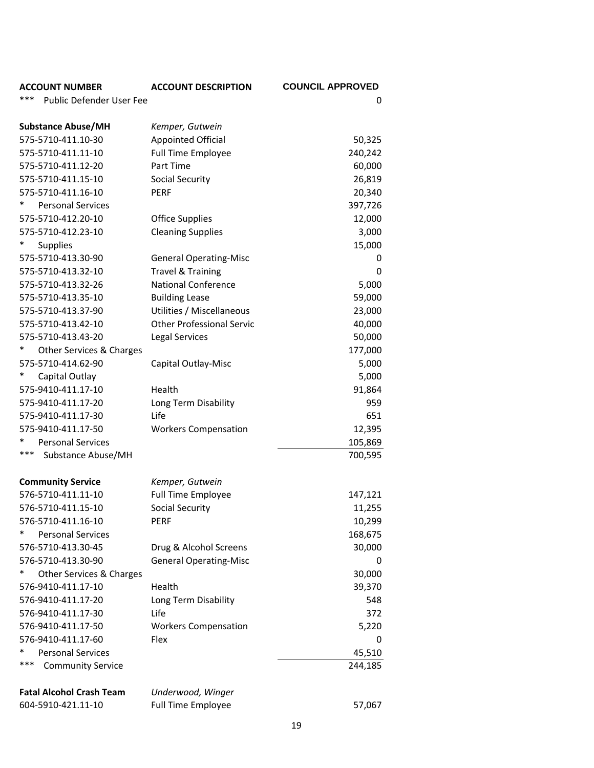| ACCOUNT NUMBER | ACCOUNT DESCRIPTION | COUNCIL APPROVED |
|---|---|---|
| *** Public Defender User Fee | | 0 |
| | | |
| **Substance Abuse/MH** | *Kemper, Gutwein* | |
| 575-5710-411.10-30 | Appointed Official | 50,325 |
| 575-5710-411.11-10 | Full Time Employee | 240,242 |
| 575-5710-411.12-20 | Part Time | 60,000 |
| 575-5710-411.15-10 | Social Security | 26,819 |
| 575-5710-411.16-10 | PERF | 20,340 |
| * Personal Services | | 397,726 |
| 575-5710-412.20-10 | Office Supplies | 12,000 |
| 575-5710-412.23-10 | Cleaning Supplies | 3,000 |
| * Supplies | | 15,000 |
| 575-5710-413.30-90 | General Operating-Misc | 0 |
| 575-5710-413.32-10 | Travel & Training | 0 |
| 575-5710-413.32-26 | National Conference | 5,000 |
| 575-5710-413.35-10 | Building Lease | 59,000 |
| 575-5710-413.37-90 | Utilities / Miscellaneous | 23,000 |
| 575-5710-413.42-10 | Other Professional Servic | 40,000 |
| 575-5710-413.43-20 | Legal Services | 50,000 |
| * Other Services & Charges | | 177,000 |
| 575-5710-414.62-90 | Capital Outlay-Misc | 5,000 |
| * Capital Outlay | | 5,000 |
| 575-9410-411.17-10 | Health | 91,864 |
| 575-9410-411.17-20 | Long Term Disability | 959 |
| 575-9410-411.17-30 | Life | 651 |
| 575-9410-411.17-50 | Workers Compensation | 12,395 |
| * Personal Services | | 105,869 |
| *** Substance Abuse/MH | | 700,595 |
| | | |
| **Community Service** | *Kemper, Gutwein* | |
| 576-5710-411.11-10 | Full Time Employee | 147,121 |
| 576-5710-411.15-10 | Social Security | 11,255 |
| 576-5710-411.16-10 | PERF | 10,299 |
| * Personal Services | | 168,675 |
| 576-5710-413.30-45 | Drug & Alcohol Screens | 30,000 |
| 576-5710-413.30-90 | General Operating-Misc | 0 |
| * Other Services & Charges | | 30,000 |
| 576-9410-411.17-10 | Health | 39,370 |
| 576-9410-411.17-20 | Long Term Disability | 548 |
| 576-9410-411.17-30 | Life | 372 |
| 576-9410-411.17-50 | Workers Compensation | 5,220 |
| 576-9410-411.17-60 | Flex | 0 |
| * Personal Services | | 45,510 |
| *** Community Service | | 244,185 |
| | | |
| **Fatal Alcohol Crash Team** | *Underwood, Winger* | |
| 604-5910-421.11-10 | Full Time Employee | 57,067 |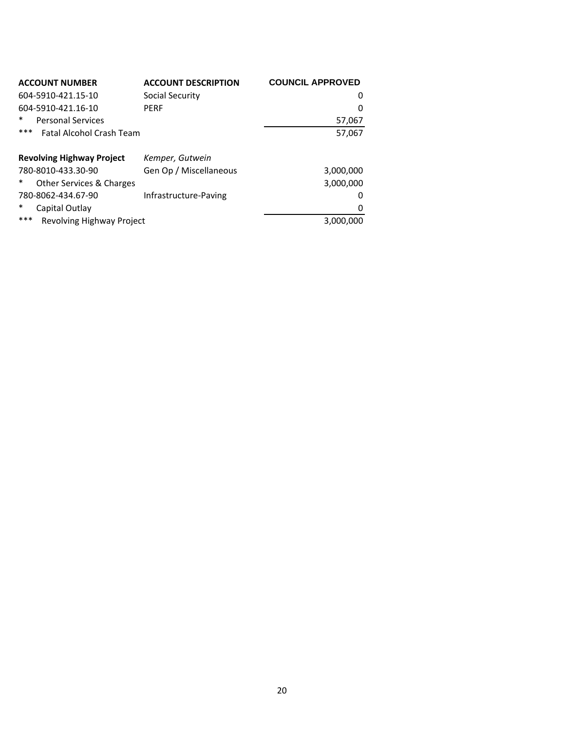| ACCOUNT NUMBER | ACCOUNT DESCRIPTION | COUNCIL APPROVED |
|---|---|---|
| 604-5910-421.15-10 | Social Security | 0 |
| 604-5910-421.16-10 | PERF | 0 |
| * Personal Services | | 57,067 |
| *** Fatal Alcohol Crash Team | | 57,067 |
| | | |
| **Revolving Highway Project** | *Kemper, Gutwein* | |
| 780-8010-433.30-90 | Gen Op / Miscellaneous | 3,000,000 |
| * Other Services & Charges | | 3,000,000 |
| 780-8062-434.67-90 | Infrastructure-Paving | 0 |
| * Capital Outlay | | 0 |
| *** Revolving Highway Project | | 3,000,000 |